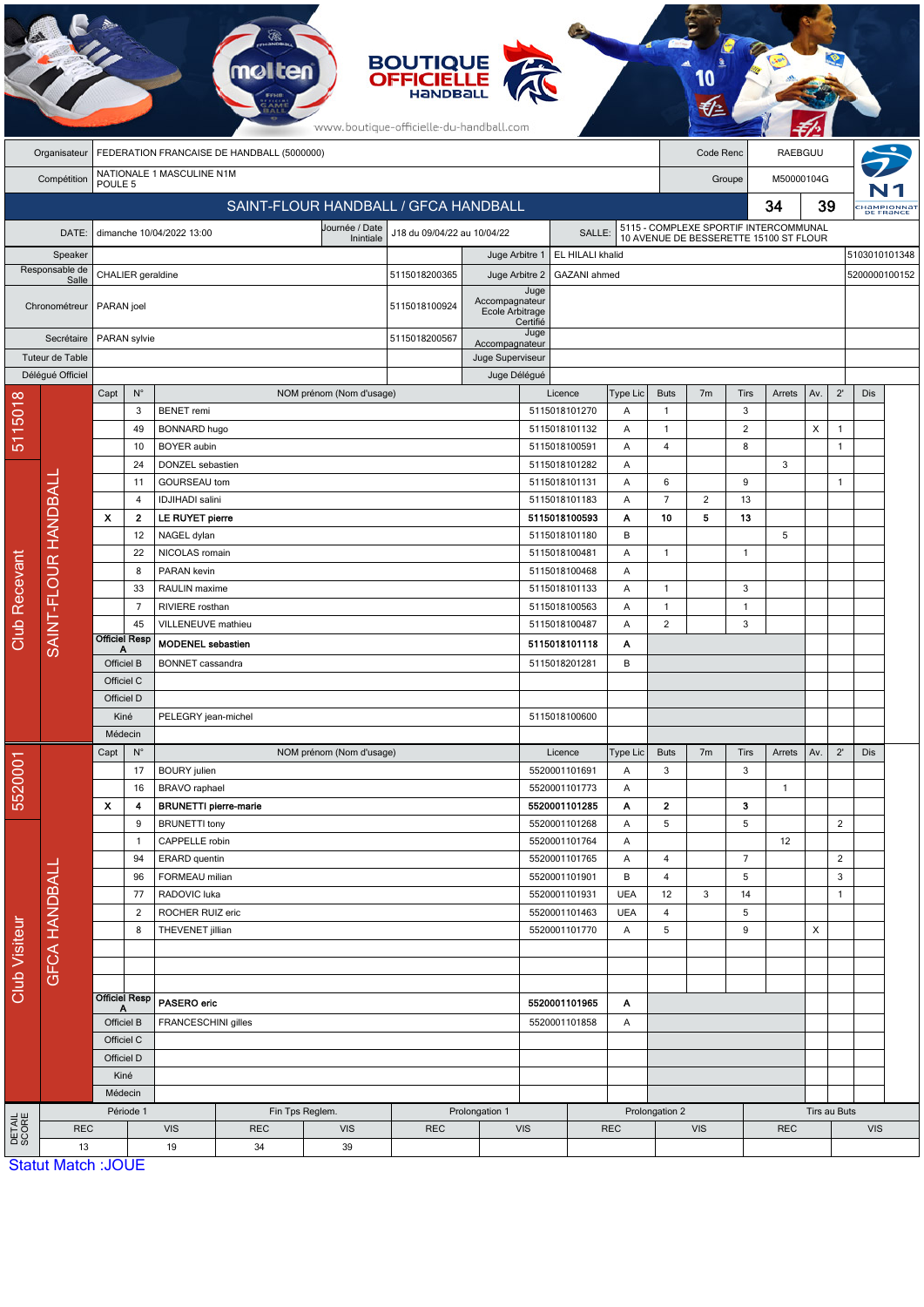| | | | |
|---|---|---|---|
| Organisateur | FEDERATION FRANCAISE DE HANDBALL (5000000) | Code Renc | RAEBGUU |
| Compétition | NATIONALE 1 MASCULINE N1M POULE 5 | Groupe | M50000104G |

## SAINT-FLOUR HANDBALL / GFCA HANDBALL — 34 / 39

| | | | | | |
|---|---|---|---|---|---|
| DATE: | dimanche 10/04/2022 13:00 | Journée / Date Initiale | J18 du 09/04/22 au 10/04/22 | SALLE: | 5115 - COMPLEXE SPORTIF INTERCOMMUNAL 10 AVENUE DE BESSERETTE 15100 ST FLOUR |

| | | | | | |
|---|---|---|---|---|---|
| Speaker | | | Juge Arbitre 1 | EL HILALI khalid | 5103010101348 |
| Responsable de Salle | CHALIER geraldine | 5115018200365 | Juge Arbitre 2 | GAZANI ahmed | 5200000100152 |
| Chronométreur | PARAN joel | 5115018100924 | Juge Accompagnateur Ecole Arbitrage Certifié | | |
| Secrétaire | PARAN sylvie | 5115018200567 | Juge Accompagnateur | | |
| Tuteur de Table | | | Juge Superviseur | | |
| Délégué Officiel | | | Juge Délégué | | |

### Club Recevant — SAINT-FLOUR HANDBALL (5115018)

| Capt | N° | NOM prénom (Nom d'usage) | Licence | Type Lic | Buts | 7m | Tirs | Arrets | Av. | 2' | Dis |
|---|---|---|---|---|---|---|---|---|---|---|---|
| | 3 | BENET remi | 5115018101270 | A | 1 | | 3 | | | | |
| | 49 | BONNARD hugo | 5115018101132 | A | 1 | | 2 | | X | 1 | |
| | 10 | BOYER aubin | 5115018100591 | A | 4 | | 8 | | | 1 | |
| | 24 | DONZEL sebastien | 5115018101282 | A | | | | 3 | | | |
| | 11 | GOURSEAU tom | 5115018101131 | A | 6 | | 9 | | | 1 | |
| | 4 | IDJIHADI salini | 5115018101183 | A | 7 | 2 | 13 | | | | |
| X | 2 | **LE RUYET pierre** | **5115018100593** | **A** | **10** | **5** | **13** | | | | |
| | 12 | NAGEL dylan | 5115018101180 | B | | | | 5 | | | |
| | 22 | NICOLAS romain | 5115018100481 | A | 1 | | 1 | | | | |
| | 8 | PARAN kevin | 5115018100468 | A | | | | | | | |
| | 33 | RAULIN maxime | 5115018101133 | A | 1 | | 3 | | | | |
| | 7 | RIVIERE rosthan | 5115018100563 | A | 1 | | 1 | | | | |
| | 45 | VILLENEUVE mathieu | 5115018100487 | A | 2 | | 3 | | | | |
| Officiel Resp A | | **MODENEL sebastien** | **5115018101118** | **A** | | | | | | | |
| Officiel B | | BONNET cassandra | 5115018201281 | B | | | | | | | |
| Officiel C | | | | | | | | | | | |
| Officiel D | | | | | | | | | | | |
| Kiné | | PELEGRY jean-michel | 5115018100600 | | | | | | | | |
| Médecin | | | | | | | | | | | |

### Club Visiteur — GFCA HANDBALL (5520001)

| Capt | N° | NOM prénom (Nom d'usage) | Licence | Type Lic | Buts | 7m | Tirs | Arrets | Av. | 2' | Dis |
|---|---|---|---|---|---|---|---|---|---|---|---|
| | 17 | BOURY julien | 5520001101691 | A | 3 | | 3 | | | | |
| | 16 | BRAVO raphael | 5520001101773 | A | | | | 1 | | | |
| X | 4 | **BRUNETTI pierre-marie** | **5520001101285** | **A** | **2** | | **3** | | | | |
| | 9 | BRUNETTI tony | 5520001101268 | A | 5 | | 5 | | | 2 | |
| | 1 | CAPPELLE robin | 5520001101764 | A | | | | 12 | | | |
| | 94 | ERARD quentin | 5520001101765 | A | 4 | | 7 | | | 2 | |
| | 96 | FORMEAU milian | 5520001101901 | B | 4 | | 5 | | | 3 | |
| | 77 | RADOVIC luka | 5520001101931 | UEA | 12 | 3 | 14 | | | 1 | |
| | 2 | ROCHER RUIZ eric | 5520001101463 | UEA | 4 | | 5 | | | | |
| | 8 | THEVENET jillian | 5520001101770 | A | 5 | | 9 | | X | | |
| Officiel Resp A | | **PASERO eric** | **5520001101965** | **A** | | | | | | | |
| Officiel B | | FRANCESCHINI gilles | 5520001101858 | A | | | | | | | |
| Officiel C | | | | | | | | | | | |
| Officiel D | | | | | | | | | | | |
| Kiné | | | | | | | | | | | |
| Médecin | | | | | | | | | | | |

### DETAIL SCORE

| Période 1 | | Fin Tps Reglem. | | Prolongation 1 | | Prolongation 2 | | Tirs au Buts | |
|---|---|---|---|---|---|---|---|---|---|
| REC | VIS | REC | VIS | REC | VIS | REC | VIS | REC | VIS |
| 13 | 19 | 34 | 39 | | | | | | |

Statut Match :JOUE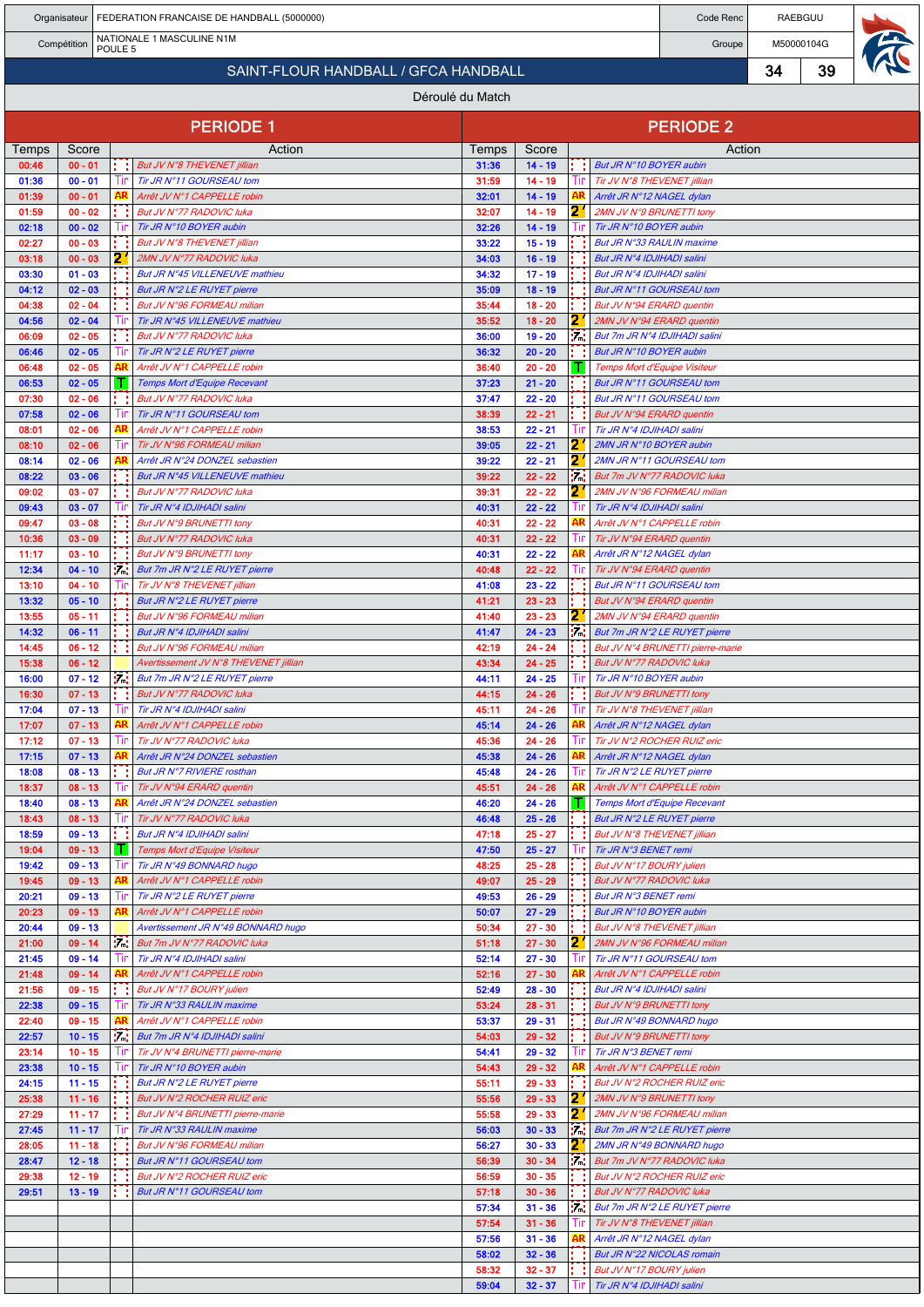| Organisateur | FEDERATION FRANCAISE DE HANDBALL (5000000) | Code Renc | RAEBGUU |
|---|---|---|---|
| Compétition | NATIONALE 1 MASCULINE N1M POULE 5 | Groupe | M50000104G |

## SAINT-FLOUR HANDBALL / GFCA HANDBALL — 34 - 39

### Déroulé du Match

| PERIODE 1 | | | | PERIODE 2 | | | |
|---|---|---|---|---|---|---|---|
| Temps | Score | | Action | Temps | Score | | Action |
| 00:46 | 00 - 01 | | But JV N°8 THEVENET jillian | 31:36 | 14 - 19 | | But JR N°10 BOYER aubin |
| 01:36 | 00 - 01 | Tir | Tir JR N°11 GOURSEAU tom | 31:59 | 14 - 19 | Tir | Tir JV N°8 THEVENET jillian |
| 01:39 | 00 - 01 | AR | Arrêt JV N°1 CAPPELLE robin | 32:01 | 14 - 19 | AR | Arrêt JR N°12 NAGEL dylan |
| 01:59 | 00 - 02 | | But JV N°77 RADOVIC luka | 32:07 | 14 - 19 | 2' | 2MN JV N°9 BRUNETTI tony |
| 02:18 | 00 - 02 | Tir | Tir JR N°10 BOYER aubin | 32:26 | 14 - 19 | Tir | Tir JR N°10 BOYER aubin |
| 02:27 | 00 - 03 | | But JV N°8 THEVENET jillian | 33:22 | 15 - 19 | | But JR N°33 RAULIN maxime |
| 03:18 | 00 - 03 | 2' | 2MN JV N°77 RADOVIC luka | 34:03 | 16 - 19 | | But JR N°4 IDJIHADI salini |
| 03:30 | 01 - 03 | | But JR N°45 VILLENEUVE mathieu | 34:32 | 17 - 19 | | But JR N°4 IDJIHADI salini |
| 04:12 | 02 - 03 | | But JR N°2 LE RUYET pierre | 35:09 | 18 - 19 | | But JR N°11 GOURSEAU tom |
| 04:38 | 02 - 04 | | But JV N°96 FORMEAU milian | 35:44 | 18 - 20 | | But JV N°94 ERARD quentin |
| 04:56 | 02 - 04 | Tir | Tir JR N°45 VILLENEUVE mathieu | 35:52 | 18 - 20 | 2' | 2MN JV N°94 ERARD quentin |
| 06:09 | 02 - 05 | | But JV N°77 RADOVIC luka | 36:00 | 19 - 20 | 7m | But 7m JR N°4 IDJIHADI salini |
| 06:46 | 02 - 05 | Tir | Tir JR N°2 LE RUYET pierre | 36:32 | 20 - 20 | | But JR N°10 BOYER aubin |
| 06:48 | 02 - 05 | AR | Arrêt JV N°1 CAPPELLE robin | 36:40 | 20 - 20 | T | Temps Mort d'Equipe Visiteur |
| 06:53 | 02 - 05 | T | Temps Mort d'Equipe Recevant | 37:23 | 21 - 20 | | But JR N°11 GOURSEAU tom |
| 07:30 | 02 - 06 | | But JV N°77 RADOVIC luka | 37:47 | 22 - 20 | | But JR N°11 GOURSEAU tom |
| 07:58 | 02 - 06 | Tir | Tir JR N°11 GOURSEAU tom | 38:39 | 22 - 21 | | But JV N°94 ERARD quentin |
| 08:01 | 02 - 06 | AR | Arrêt JV N°1 CAPPELLE robin | 38:53 | 22 - 21 | Tir | Tir JR N°4 IDJIHADI salini |
| 08:10 | 02 - 06 | Tir | Tir JV N°96 FORMEAU milian | 39:05 | 22 - 21 | 2' | 2MN JR N°10 BOYER aubin |
| 08:14 | 02 - 06 | AR | Arrêt JR N°24 DONZEL sebastien | 39:22 | 22 - 21 | 2' | 2MN JR N°11 GOURSEAU tom |
| 08:22 | 03 - 06 | | But JR N°45 VILLENEUVE mathieu | 39:22 | 22 - 22 | 7m | But 7m JV N°77 RADOVIC luka |
| 09:02 | 03 - 07 | | But JV N°77 RADOVIC luka | 39:31 | 22 - 22 | 2' | 2MN JV N°96 FORMEAU milian |
| 09:43 | 03 - 07 | Tir | Tir JR N°4 IDJIHADI salini | 40:31 | 22 - 22 | Tir | Tir JR N°4 IDJIHADI salini |
| 09:47 | 03 - 08 | | But JV N°9 BRUNETTI tony | 40:31 | 22 - 22 | AR | Arrêt JV N°1 CAPPELLE robin |
| 10:36 | 03 - 09 | | But JV N°77 RADOVIC luka | 40:31 | 22 - 22 | Tir | Tir JV N°94 ERARD quentin |
| 11:17 | 03 - 10 | | But JV N°9 BRUNETTI tony | 40:31 | 22 - 22 | AR | Arrêt JR N°12 NAGEL dylan |
| 12:34 | 04 - 10 | 7m | But 7m JR N°2 LE RUYET pierre | 40:48 | 22 - 22 | Tir | Tir JV N°94 ERARD quentin |
| 13:10 | 04 - 10 | Tir | Tir JV N°8 THEVENET jillian | 41:08 | 23 - 22 | | But JR N°11 GOURSEAU tom |
| 13:32 | 05 - 10 | | But JR N°2 LE RUYET pierre | 41:21 | 23 - 23 | | But JV N°94 ERARD quentin |
| 13:55 | 05 - 11 | | But JV N°96 FORMEAU milian | 41:40 | 23 - 23 | 2' | 2MN JV N°94 ERARD quentin |
| 14:32 | 06 - 11 | | But JR N°4 IDJIHADI salini | 41:47 | 24 - 23 | 7m | But 7m JR N°2 LE RUYET pierre |
| 14:45 | 06 - 12 | | But JV N°96 FORMEAU milian | 42:19 | 24 - 24 | | But JV N°4 BRUNETTI pierre-marie |
| 15:38 | 06 - 12 | | Avertissement JV N°8 THEVENET jillian | 43:34 | 24 - 25 | | But JV N°77 RADOVIC luka |
| 16:00 | 07 - 12 | 7m | But 7m JR N°2 LE RUYET pierre | 44:11 | 24 - 25 | Tir | Tir JR N°10 BOYER aubin |
| 16:30 | 07 - 13 | | But JV N°77 RADOVIC luka | 44:15 | 24 - 26 | | But JV N°9 BRUNETTI tony |
| 17:04 | 07 - 13 | Tir | Tir JR N°4 IDJIHADI salini | 45:11 | 24 - 26 | Tir | Tir JV N°8 THEVENET jillian |
| 17:07 | 07 - 13 | AR | Arrêt JV N°1 CAPPELLE robin | 45:14 | 24 - 26 | AR | Arrêt JR N°12 NAGEL dylan |
| 17:12 | 07 - 13 | Tir | Tir JV N°77 RADOVIC luka | 45:36 | 24 - 26 | Tir | Tir JV N°2 ROCHER RUIZ eric |
| 17:15 | 07 - 13 | AR | Arrêt JR N°24 DONZEL sebastien | 45:38 | 24 - 26 | AR | Arrêt JR N°12 NAGEL dylan |
| 18:08 | 08 - 13 | | But JR N°7 RIVIERE rosthan | 45:48 | 24 - 26 | Tir | Tir JR N°2 LE RUYET pierre |
| 18:37 | 08 - 13 | Tir | Tir JV N°94 ERARD quentin | 45:51 | 24 - 26 | AR | Arrêt JV N°1 CAPPELLE robin |
| 18:40 | 08 - 13 | AR | Arrêt JR N°24 DONZEL sebastien | 46:20 | 24 - 26 | T | Temps Mort d'Equipe Recevant |
| 18:43 | 08 - 13 | Tir | Tir JV N°77 RADOVIC luka | 46:48 | 25 - 26 | | But JR N°2 LE RUYET pierre |
| 18:59 | 09 - 13 | | But JR N°4 IDJIHADI salini | 47:18 | 25 - 27 | | But JV N°8 THEVENET jillian |
| 19:04 | 09 - 13 | T | Temps Mort d'Equipe Visiteur | 47:50 | 25 - 27 | Tir | Tir JR N°3 BENET remi |
| 19:42 | 09 - 13 | Tir | Tir JR N°49 BONNARD hugo | 48:25 | 25 - 28 | | But JV N°17 BOURY julien |
| 19:45 | 09 - 13 | AR | Arrêt JV N°1 CAPPELLE robin | 49:07 | 25 - 29 | | But JV N°77 RADOVIC luka |
| 20:21 | 09 - 13 | Tir | Tir JR N°2 LE RUYET pierre | 49:53 | 26 - 29 | | But JR N°3 BENET remi |
| 20:23 | 09 - 13 | AR | Arrêt JV N°1 CAPPELLE robin | 50:07 | 27 - 29 | | But JR N°10 BOYER aubin |
| 20:44 | 09 - 13 | | Avertissement JR N°49 BONNARD hugo | 50:34 | 27 - 30 | | But JV N°8 THEVENET jillian |
| 21:00 | 09 - 14 | 7m | But 7m JV N°77 RADOVIC luka | 51:18 | 27 - 30 | 2' | 2MN JV N°96 FORMEAU milian |
| 21:45 | 09 - 14 | Tir | Tir JR N°4 IDJIHADI salini | 52:14 | 27 - 30 | Tir | Tir JR N°11 GOURSEAU tom |
| 21:48 | 09 - 14 | AR | Arrêt JV N°1 CAPPELLE robin | 52:16 | 27 - 30 | AR | Arrêt JV N°1 CAPPELLE robin |
| 21:56 | 09 - 15 | | But JV N°17 BOURY julien | 52:49 | 28 - 30 | | But JR N°4 IDJIHADI salini |
| 22:38 | 09 - 15 | Tir | Tir JR N°33 RAULIN maxime | 53:24 | 28 - 31 | | But JV N°9 BRUNETTI tony |
| 22:40 | 09 - 15 | AR | Arrêt JV N°1 CAPPELLE robin | 53:37 | 29 - 31 | | But JR N°49 BONNARD hugo |
| 22:57 | 10 - 15 | 7m | But 7m JR N°4 IDJIHADI salini | 54:03 | 29 - 32 | | But JV N°9 BRUNETTI tony |
| 23:14 | 10 - 15 | Tir | Tir JV N°4 BRUNETTI pierre-marie | 54:41 | 29 - 32 | Tir | Tir JR N°3 BENET remi |
| 23:38 | 10 - 15 | Tir | Tir JR N°10 BOYER aubin | 54:43 | 29 - 32 | AR | Arrêt JV N°1 CAPPELLE robin |
| 24:15 | 11 - 15 | | But JR N°2 LE RUYET pierre | 55:11 | 29 - 33 | | But JV N°2 ROCHER RUIZ eric |
| 25:38 | 11 - 16 | | But JV N°2 ROCHER RUIZ eric | 55:56 | 29 - 33 | 2' | 2MN JV N°9 BRUNETTI tony |
| 27:29 | 11 - 17 | | But JV N°4 BRUNETTI pierre-marie | 55:58 | 29 - 33 | 2' | 2MN JV N°96 FORMEAU milian |
| 27:45 | 11 - 17 | Tir | Tir JR N°33 RAULIN maxime | 56:03 | 30 - 33 | 7m | But 7m JR N°2 LE RUYET pierre |
| 28:05 | 11 - 18 | | But JV N°96 FORMEAU milian | 56:27 | 30 - 33 | 2' | 2MN JR N°49 BONNARD hugo |
| 28:47 | 12 - 18 | | But JR N°11 GOURSEAU tom | 56:39 | 30 - 34 | 7m | But 7m JV N°77 RADOVIC luka |
| 29:38 | 12 - 19 | | But JV N°2 ROCHER RUIZ eric | 56:59 | 30 - 35 | | But JV N°2 ROCHER RUIZ eric |
| 29:51 | 13 - 19 | | But JR N°11 GOURSEAU tom | 57:18 | 30 - 36 | | But JV N°77 RADOVIC luka |
| | | | | 57:34 | 31 - 36 | 7m | But 7m JR N°2 LE RUYET pierre |
| | | | | 57:54 | 31 - 36 | Tir | Tir JV N°8 THEVENET jillian |
| | | | | 57:56 | 31 - 36 | AR | Arrêt JR N°12 NAGEL dylan |
| | | | | 58:02 | 32 - 36 | | But JR N°22 NICOLAS romain |
| | | | | 58:32 | 32 - 37 | | But JV N°17 BOURY julien |
| | | | | 59:04 | 32 - 37 | Tir | Tir JR N°4 IDJIHADI salini |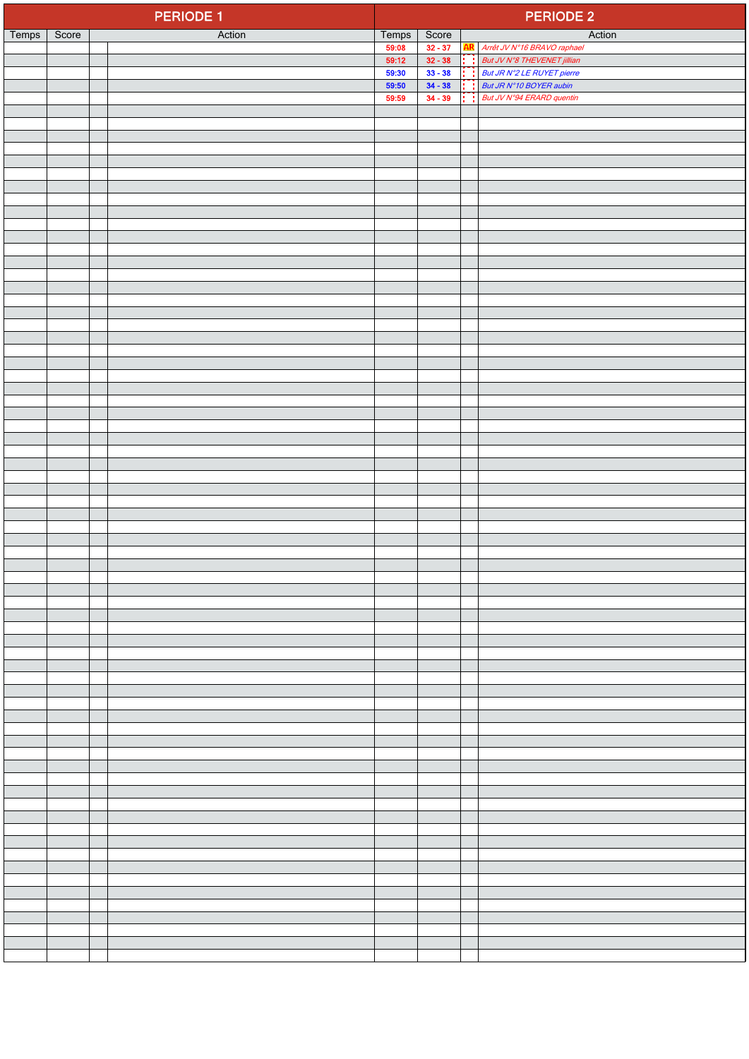| PERIODE 1 | | | | PERIODE 2 | | | |
|---|---|---|---|---|---|---|---|
| Temps | Score | | Action | Temps | Score | | Action |
| | | | | 59:08 | 32 - 37 | AR | *Arrêt JV N°16 BRAVO raphael* |
| | | | | 59:12 | 32 - 38 | | *But JV N°8 THEVENET jillian* |
| | | | | 59:30 | 33 - 38 | | *But JR N°2 LE RUYET pierre* |
| | | | | 59:50 | 34 - 38 | | *But JR N°10 BOYER aubin* |
| | | | | 59:59 | 34 - 39 | | *But JV N°94 ERARD quentin* |